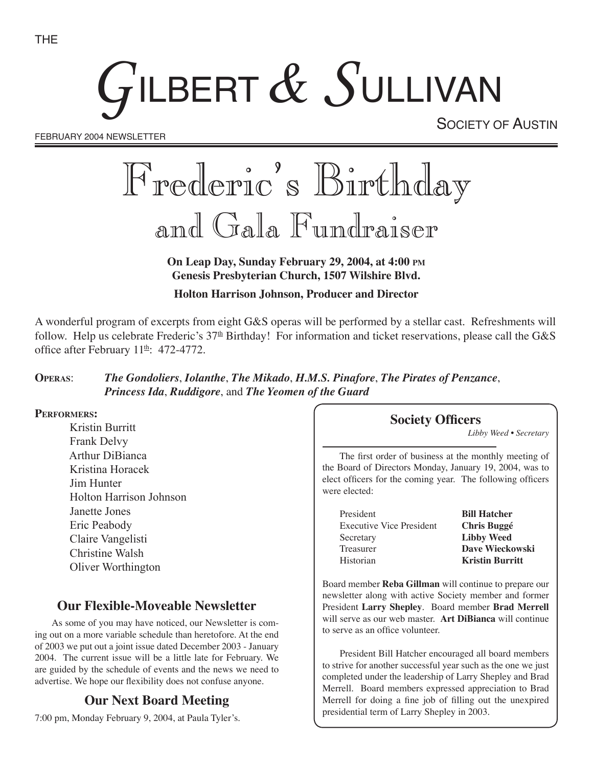THE

# GILBERT & SULLIVAN

SOCIETY OF AUSTIN

FEBRUARY 2004 NEWSLETTER

# Frederic's Birthday
## and Gala Fundraiser

**On Leap Day, Sunday February 29, 2004, at 4:00 PM**
**Genesis Presbyterian Church, 1507 Wilshire Blvd.**

**Holton Harrison Johnson, Producer and Director**

A wonderful program of excerpts from eight G&S operas will be performed by a stellar cast. Refreshments will follow. Help us celebrate Frederic's 37th Birthday! For information and ticket reservations, please call the G&S office after February 11th: 472-4772.

**OPERAS**: ***The Gondoliers***, ***Iolanthe***, ***The Mikado***, ***H.M.S. Pinafore***, ***The Pirates of Penzance***, ***Princess Ida***, ***Ruddigore***, and ***The Yeomen of the Guard***

**PERFORMERS:**

Kristin Burritt
Frank Delvy
Arthur DiBianca
Kristina Horacek
Jim Hunter
Holton Harrison Johnson
Janette Jones
Eric Peabody
Claire Vangelisti
Christine Walsh
Oliver Worthington

### Our Flexible-Moveable Newsletter

As some of you may have noticed, our Newsletter is coming out on a more variable schedule than heretofore. At the end of 2003 we put out a joint issue dated December 2003 - January 2004. The current issue will be a little late for February. We are guided by the schedule of events and the news we need to advertise. We hope our flexibility does not confuse anyone.

### Our Next Board Meeting

7:00 pm, Monday February 9, 2004, at Paula Tyler's.

### Society Officers

*Libby Weed • Secretary*

The first order of business at the monthly meeting of the Board of Directors Monday, January 19, 2004, was to elect officers for the coming year. The following officers were elected:

| | |
|---|---|
| President | **Bill Hatcher** |
| Executive Vice President | **Chris Buggé** |
| Secretary | **Libby Weed** |
| Treasurer | **Dave Wieckowski** |
| Historian | **Kristin Burritt** |

Board member **Reba Gillman** will continue to prepare our newsletter along with active Society member and former President **Larry Shepley**. Board member **Brad Merrell** will serve as our web master. **Art DiBianca** will continue to serve as an office volunteer.

President Bill Hatcher encouraged all board members to strive for another successful year such as the one we just completed under the leadership of Larry Shepley and Brad Merrell. Board members expressed appreciation to Brad Merrell for doing a fine job of filling out the unexpired presidential term of Larry Shepley in 2003.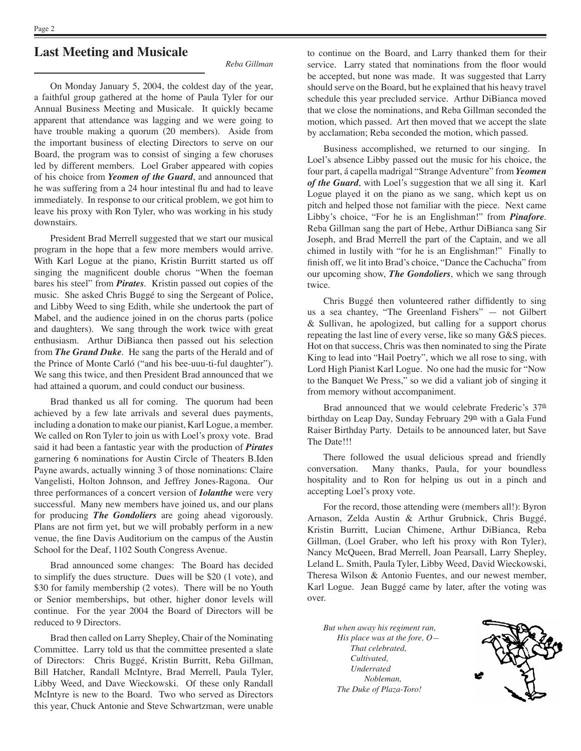## Last Meeting and Musicale

*Reba Gillman*

On Monday January 5, 2004, the coldest day of the year, a faithful group gathered at the home of Paula Tyler for our Annual Business Meeting and Musicale. It quickly became apparent that attendance was lagging and we were going to have trouble making a quorum (20 members). Aside from the important business of electing Directors to serve on our Board, the program was to consist of singing a few choruses led by different members. Loel Graber appeared with copies of his choice from ***Yeomen of the Guard***, and announced that he was suffering from a 24 hour intestinal flu and had to leave immediately. In response to our critical problem, we got him to leave his proxy with Ron Tyler, who was working in his study downstairs.

President Brad Merrell suggested that we start our musical program in the hope that a few more members would arrive. With Karl Logue at the piano, Kristin Burritt started us off singing the magnificent double chorus "When the foeman bares his steel" from ***Pirates***. Kristin passed out copies of the music. She asked Chris Buggé to sing the Sergeant of Police, and Libby Weed to sing Edith, while she undertook the part of Mabel, and the audience joined in on the chorus parts (police and daughters). We sang through the work twice with great enthusiasm. Arthur DiBianca then passed out his selection from ***The Grand Duke***. He sang the parts of the Herald and of the Prince of Monte Carló ("and his bee-uuu-ti-ful daughter"). We sang this twice, and then President Brad announced that we had attained a quorum, and could conduct our business.

Brad thanked us all for coming. The quorum had been achieved by a few late arrivals and several dues payments, including a donation to make our pianist, Karl Logue, a member. We called on Ron Tyler to join us with Loel's proxy vote. Brad said it had been a fantastic year with the production of ***Pirates*** garnering 6 nominations for Austin Circle of Theaters B.Iden Payne awards, actually winning 3 of those nominations: Claire Vangelisti, Holton Johnson, and Jeffrey Jones-Ragona. Our three performances of a concert version of ***Iolanthe*** were very successful. Many new members have joined us, and our plans for producing ***The Gondoliers*** are going ahead vigorously. Plans are not firm yet, but we will probably perform in a new venue, the fine Davis Auditorium on the campus of the Austin School for the Deaf, 1102 South Congress Avenue.

Brad announced some changes: The Board has decided to simplify the dues structure. Dues will be $20 (1 vote), and $30 for family membership (2 votes). There will be no Youth or Senior memberships, but other, higher donor levels will continue. For the year 2004 the Board of Directors will be reduced to 9 Directors.

Brad then called on Larry Shepley, Chair of the Nominating Committee. Larry told us that the committee presented a slate of Directors: Chris Buggé, Kristin Burritt, Reba Gillman, Bill Hatcher, Randall McIntyre, Brad Merrell, Paula Tyler, Libby Weed, and Dave Wieckowski. Of these only Randall McIntyre is new to the Board. Two who served as Directors this year, Chuck Antonie and Steve Schwartzman, were unable to continue on the Board, and Larry thanked them for their service. Larry stated that nominations from the floor would be accepted, but none was made. It was suggested that Larry should serve on the Board, but he explained that his heavy travel schedule this year precluded service. Arthur DiBianca moved that we close the nominations, and Reba Gillman seconded the motion, which passed. Art then moved that we accept the slate by acclamation; Reba seconded the motion, which passed.

Business accomplished, we returned to our singing. In Loel's absence Libby passed out the music for his choice, the four part, á capella madrigal "Strange Adventure" from ***Yeomen of the Guard***, with Loel's suggestion that we all sing it. Karl Logue played it on the piano as we sang, which kept us on pitch and helped those not familiar with the piece. Next came Libby's choice, "For he is an Englishman!" from ***Pinafore***. Reba Gillman sang the part of Hebe, Arthur DiBianca sang Sir Joseph, and Brad Merrell the part of the Captain, and we all chimed in lustily with "for he is an Englishman!" Finally to finish off, we lit into Brad's choice, "Dance the Cachucha" from our upcoming show, ***The Gondoliers***, which we sang through twice.

Chris Buggé then volunteered rather diffidently to sing us a sea chantey, "The Greenland Fishers" — not Gilbert & Sullivan, he apologized, but calling for a support chorus repeating the last line of every verse, like so many G&S pieces. Hot on that success, Chris was then nominated to sing the Pirate King to lead into "Hail Poetry", which we all rose to sing, with Lord High Pianist Karl Logue. No one had the music for "Now to the Banquet We Press," so we did a valiant job of singing it from memory without accompaniment.

Brad announced that we would celebrate Frederic's 37th birthday on Leap Day, Sunday February 29th with a Gala Fund Raiser Birthday Party. Details to be announced later, but Save The Date!!!

There followed the usual delicious spread and friendly conversation. Many thanks, Paula, for your boundless hospitality and to Ron for helping us out in a pinch and accepting Loel's proxy vote.

For the record, those attending were (members all!): Byron Arnason, Zelda Austin & Arthur Grubnick, Chris Buggé, Kristin Burritt, Lucian Chimene, Arthur DiBianca, Reba Gillman, (Loel Graber, who left his proxy with Ron Tyler), Nancy McQueen, Brad Merrell, Joan Pearsall, Larry Shepley, Leland L. Smith, Paula Tyler, Libby Weed, David Wieckowski, Theresa Wilson & Antonio Fuentes, and our newest member, Karl Logue. Jean Buggé came by later, after the voting was over.

*But when away his regiment ran,*
*His place was at the fore, O—*
*That celebrated,*
*Cultivated,*
*Underrated*
*Nobleman,*
*The Duke of Plaza-Toro!*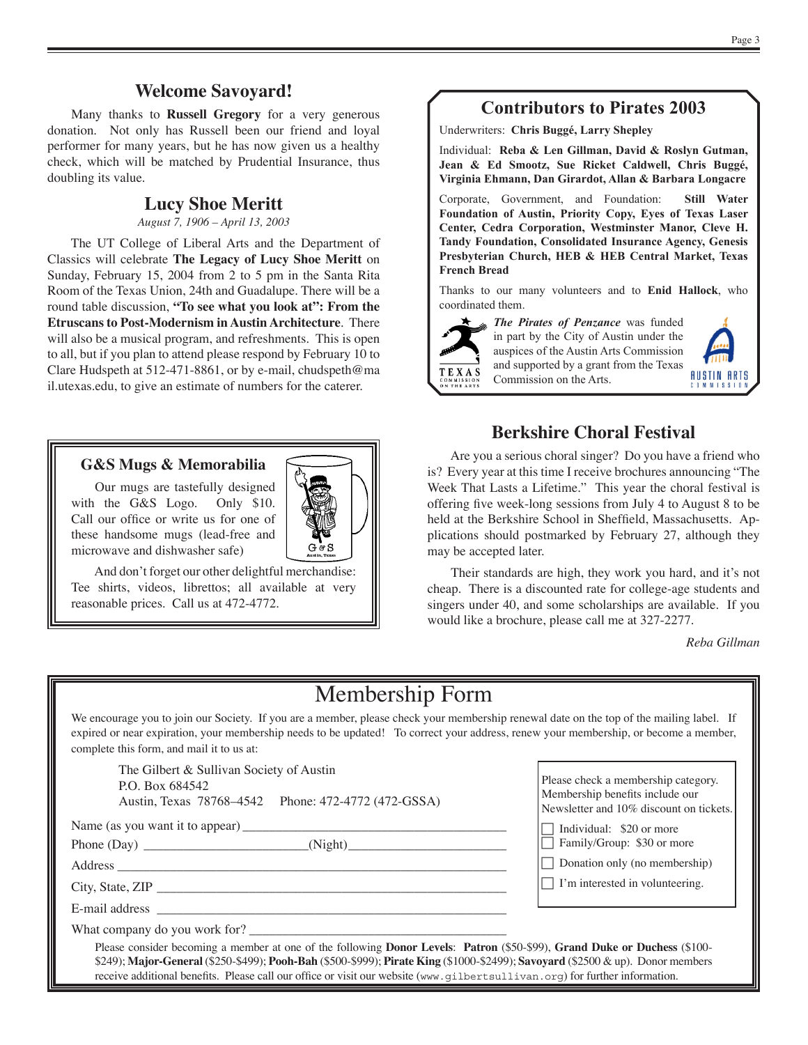## Welcome Savoyard!

Many thanks to **Russell Gregory** for a very generous donation. Not only has Russell been our friend and loyal performer for many years, but he has now given us a healthy check, which will be matched by Prudential Insurance, thus doubling its value.

## Lucy Shoe Meritt

*August 7, 1906 – April 13, 2003*

The UT College of Liberal Arts and the Department of Classics will celebrate **The Legacy of Lucy Shoe Meritt** on Sunday, February 15, 2004 from 2 to 5 pm in the Santa Rita Room of the Texas Union, 24th and Guadalupe. There will be a round table discussion, **"To see what you look at": From the Etruscans to Post-Modernism in Austin Architecture**. There will also be a musical program, and refreshments. This is open to all, but if you plan to attend please respond by February 10 to Clare Hudspeth at 512-471-8861, or by e-mail, chudspeth@mail.utexas.edu, to give an estimate of numbers for the caterer.

### G&S Mugs & Memorabilia

Our mugs are tastefully designed with the G&S Logo. Only $10. Call our office or write us for one of these handsome mugs (lead-free and microwave and dishwasher safe)

And don't forget our other delightful merchandise: Tee shirts, videos, librettos; all available at very reasonable prices. Call us at 472-4772.

## Contributors to Pirates 2003

Underwriters: **Chris Buggé, Larry Shepley**

Individual: **Reba & Len Gillman, David & Roslyn Gutman, Jean & Ed Smootz, Sue Ricket Caldwell, Chris Buggé, Virginia Ehmann, Dan Girardot, Allan & Barbara Longacre**

Corporate, Government, and Foundation: **Still Water Foundation of Austin, Priority Copy, Eyes of Texas Laser Center, Cedra Corporation, Westminster Manor, Cleve H. Tandy Foundation, Consolidated Insurance Agency, Genesis Presbyterian Church, HEB & HEB Central Market, Texas French Bread**

Thanks to our many volunteers and to **Enid Hallock**, who coordinated them.

***The Pirates of Penzance*** was funded in part by the City of Austin under the auspices of the Austin Arts Commission and supported by a grant from the Texas Commission on the Arts.

## Berkshire Choral Festival

Are you a serious choral singer? Do you have a friend who is? Every year at this time I receive brochures announcing "The Week That Lasts a Lifetime." This year the choral festival is offering five week-long sessions from July 4 to August 8 to be held at the Berkshire School in Sheffield, Massachusetts. Applications should postmarked by February 27, although they may be accepted later.

Their standards are high, they work you hard, and it's not cheap. There is a discounted rate for college-age students and singers under 40, and some scholarships are available. If you would like a brochure, please call me at 327-2277.

*Reba Gillman*

# Membership Form

We encourage you to join our Society. If you are a member, please check your membership renewal date on the top of the mailing label. If expired or near expiration, your membership needs to be updated! To correct your address, renew your membership, or become a member, complete this form, and mail it to us at:

The Gilbert & Sullivan Society of Austin
P.O. Box 684542
Austin, Texas 78768–4542 Phone: 472-4772 (472-GSSA)

Name (as you want it to appear) ______________________

Phone (Day) ______________________(Night)______________________

Address ______________________

City, State, ZIP ______________________

E-mail address ______________________

What company do you work for? ______________________

Please check a membership category. Membership benefits include our Newsletter and 10% discount on tickets.

- ☐ Individual: $20 or more
- ☐ Family/Group: $30 or more
- ☐ Donation only (no membership)
- ☐ I'm interested in volunteering.

Please consider becoming a member at one of the following **Donor Levels**: **Patron** ($50-$99), **Grand Duke or Duchess** ($100-$249); **Major-General** ($250-$499); **Pooh-Bah** ($500-$999); **Pirate King** ($1000-$2499); **Savoyard** ($2500 & up). Donor members receive additional benefits. Please call our office or visit our website (www.gilbertsullivan.org) for further information.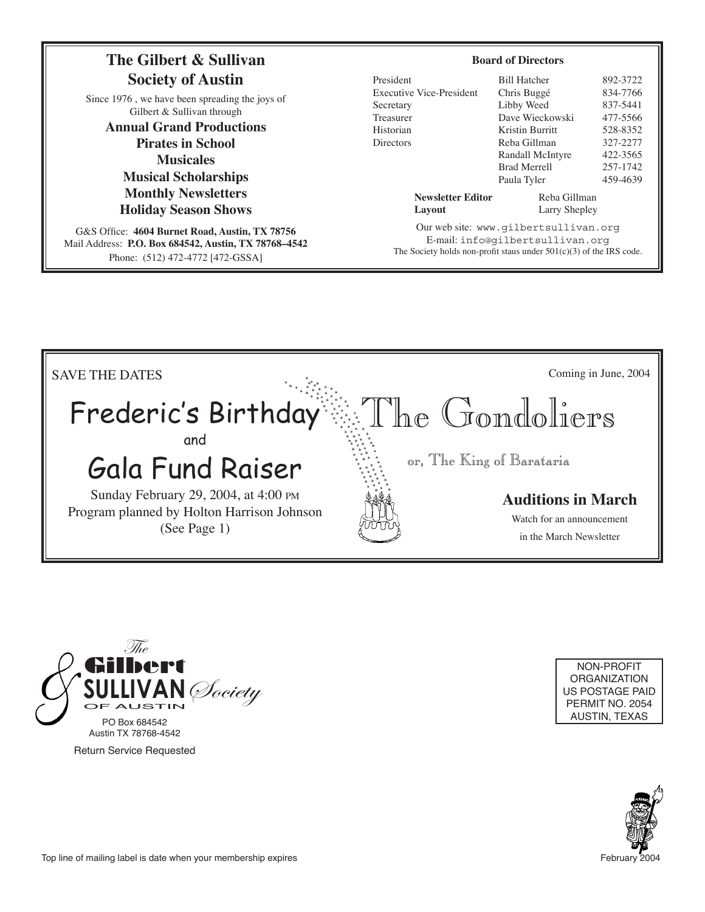## The Gilbert & Sullivan Society of Austin

Since 1976 , we have been spreading the joys of Gilbert & Sullivan through

**Annual Grand Productions**
**Pirates in School**
**Musicales**
**Musical Scholarships**
**Monthly Newsletters**
**Holiday Season Shows**

G&S Office: **4604 Burnet Road, Austin, TX 78756**
Mail Address: **P.O. Box 684542, Austin, TX 78768–4542**
Phone: (512) 472-4772 [472-GSSA]

**Board of Directors**

| | | |
|---|---|---|
| President | Bill Hatcher | 892-3722 |
| Executive Vice-President | Chris Buggé | 834-7766 |
| Secretary | Libby Weed | 837-5441 |
| Treasurer | Dave Wieckowski | 477-5566 |
| Historian | Kristin Burritt | 528-8352 |
| Directors | Reba Gillman | 327-2277 |
| | Randall McIntyre | 422-3565 |
| | Brad Merrell | 257-1742 |
| | Paula Tyler | 459-4639 |

**Newsletter Editor** Reba Gillman
**Layout** Larry Shepley

Our web site: www.gilbertsullivan.org
E-mail: info@gilbertsullivan.org
The Society holds non-profit staus under 501(c)(3) of the IRS code.

---

SAVE THE DATES

# Frederic's Birthday

and

# Gala Fund Raiser

Sunday February 29, 2004, at 4:00 PM
Program planned by Holton Harrison Johnson
(See Page 1)

Coming in June, 2004

# The Gondoliers

or, The King of Barataria

**Auditions in March**

Watch for an announcement in the March Newsletter

---

The Gilbert & Sullivan Society of Austin
PO Box 684542
Austin TX 78768-4542

Return Service Requested

NON-PROFIT ORGANIZATION
US POSTAGE PAID
PERMIT NO. 2054
AUSTIN, TEXAS

Top line of mailing label is date when your membership expires

February 2004